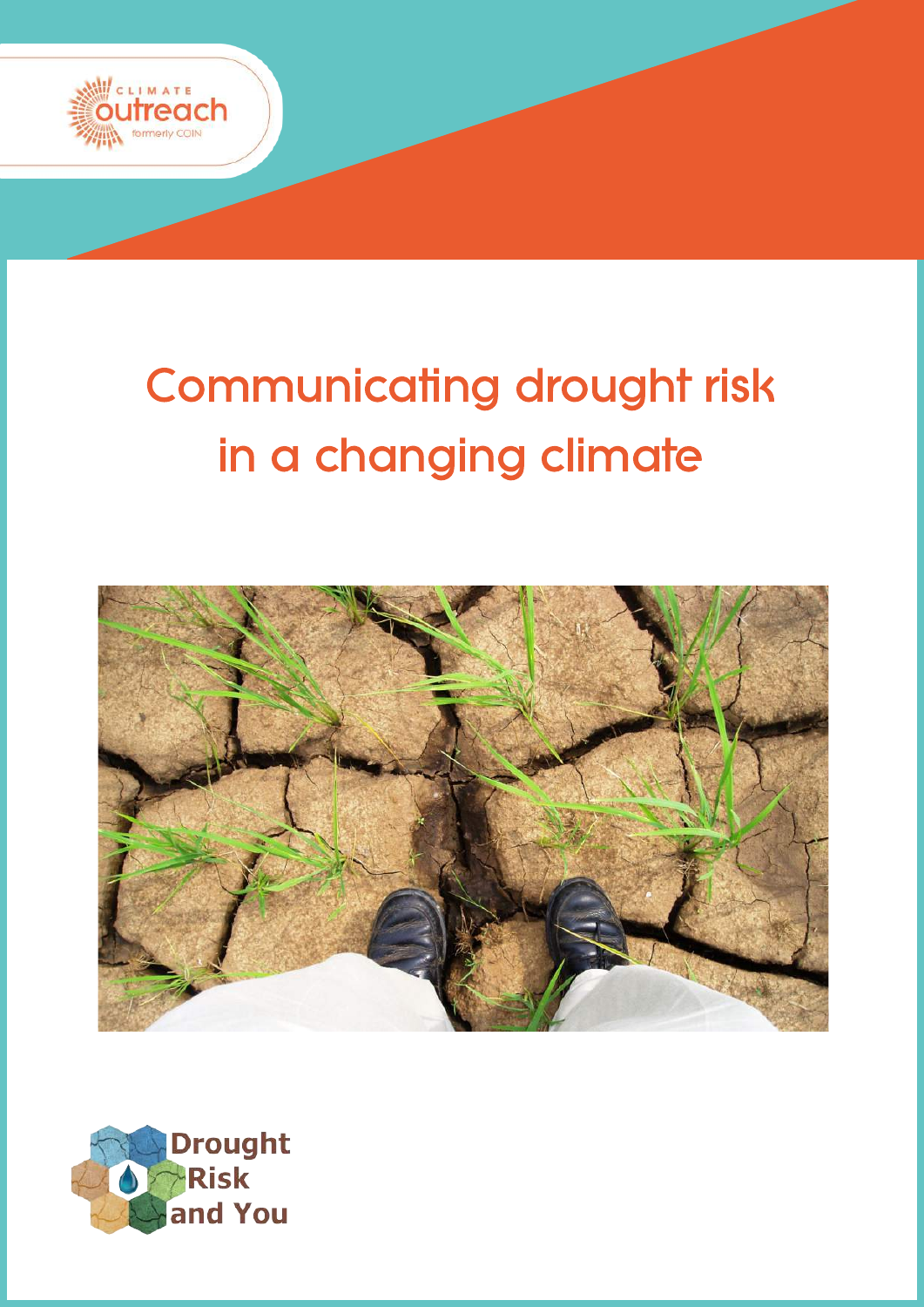CLIMATE outreach

formerly COIN

# Communicating drought risk in a changing climate

Drought Risk and You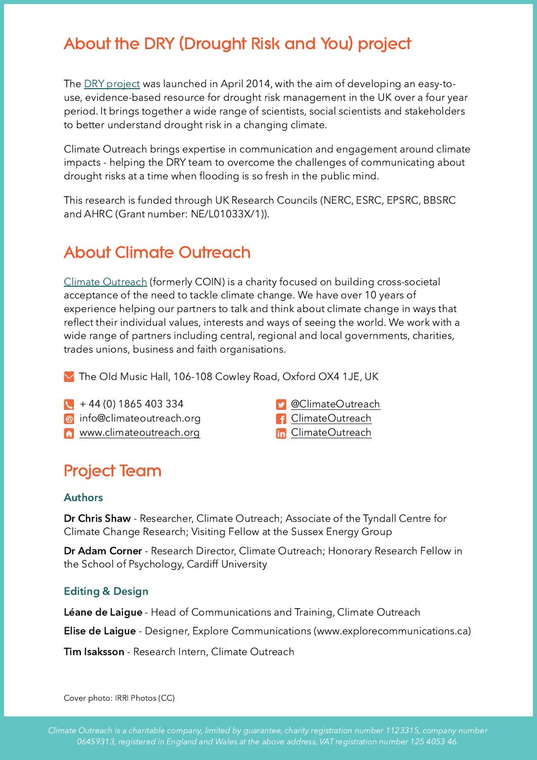## About the DRY (Drought Risk and You) project

The DRY project was launched in April 2014, with the aim of developing an easy-to-use, evidence-based resource for drought risk management in the UK over a four year period. It brings together a wide range of scientists, social scientists and stakeholders to better understand drought risk in a changing climate.

Climate Outreach brings expertise in communication and engagement around climate impacts - helping the DRY team to overcome the challenges of communicating about drought risks at a time when flooding is so fresh in the public mind.

This research is funded through UK Research Councils (NERC, ESRC, EPSRC, BBSRC and AHRC (Grant number: NE/L01033X/1)).

## About Climate Outreach

Climate Outreach (formerly COIN) is a charity focused on building cross-societal acceptance of the need to tackle climate change. We have over 10 years of experience helping our partners to talk and think about climate change in ways that reflect their individual values, interests and ways of seeing the world. We work with a wide range of partners including central, regional and local governments, charities, trades unions, business and faith organisations.

The Old Music Hall, 106-108 Cowley Road, Oxford OX4 1JE, UK

+ 44 (0) 1865 403 334
info@climateoutreach.org
www.climateoutreach.org

@ClimateOutreach
ClimateOutreach
ClimateOutreach

## Project Team

### Authors

**Dr Chris Shaw** - Researcher, Climate Outreach; Associate of the Tyndall Centre for Climate Change Research; Visiting Fellow at the Sussex Energy Group

**Dr Adam Corner** - Research Director, Climate Outreach; Honorary Research Fellow in the School of Psychology, Cardiff University

### Editing & Design

**Léane de Laigue** - Head of Communications and Training, Climate Outreach

**Elise de Laigue** - Designer, Explore Communications (www.explorecommunications.ca)

**Tim Isaksson** - Research Intern, Climate Outreach

Cover photo: IRRI Photos (CC)

*Climate Outreach is a charitable company, limited by guarantee, charity registration number 1123315, company number 06459313, registered in England and Wales at the above address, VAT registration number 125 4053 46.*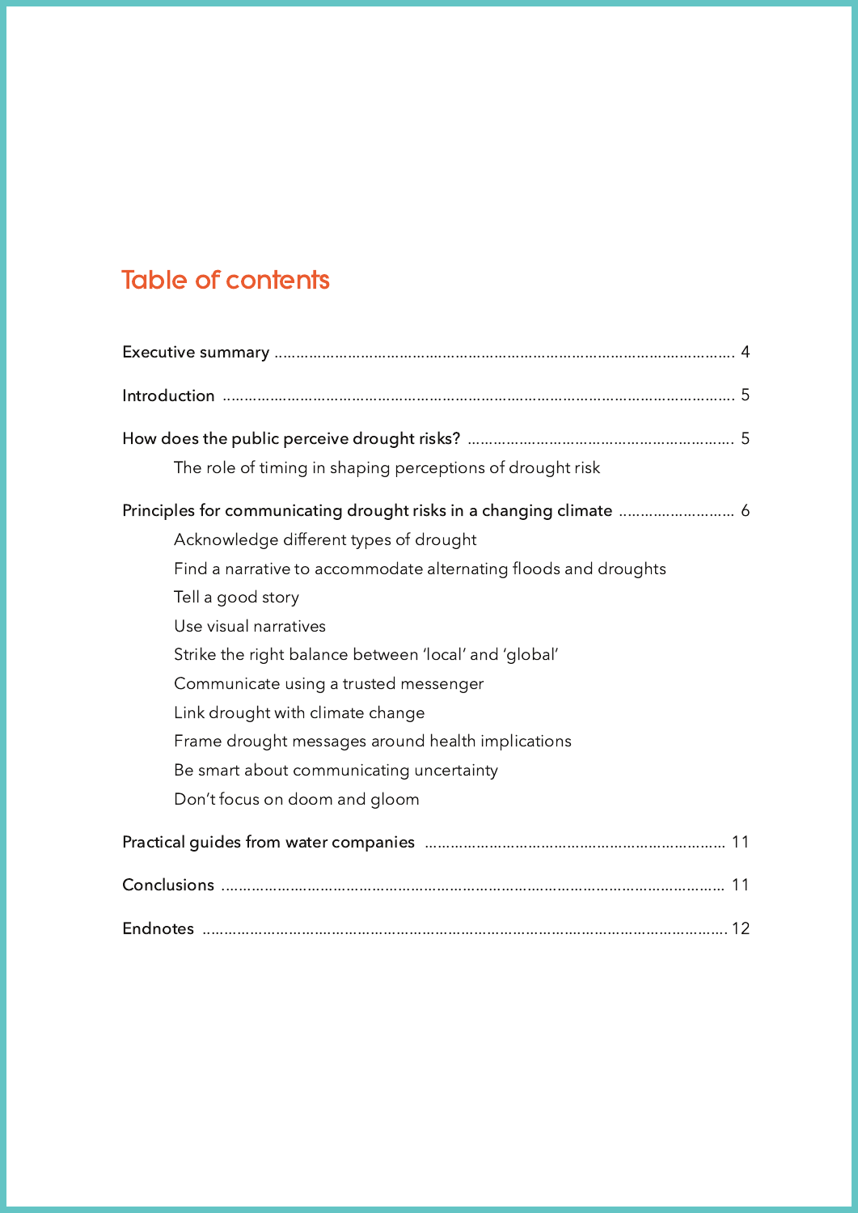# Table of contents

Executive summary ........................................................................................................ 4

Introduction ........................................................................................................ 5

How does the public perceive drought risks? ........................................................ 5

- The role of timing in shaping perceptions of drought risk

Principles for communicating drought risks in a changing climate .......................... 6

- Acknowledge different types of drought
- Find a narrative to accommodate alternating floods and droughts
- Tell a good story
- Use visual narratives
- Strike the right balance between 'local' and 'global'
- Communicate using a trusted messenger
- Link drought with climate change
- Frame drought messages around health implications
- Be smart about communicating uncertainty
- Don't focus on doom and gloom

Practical guides from water companies ........................................................ 11

Conclusions ........................................................................................................ 11

Endnotes ........................................................................................................ 12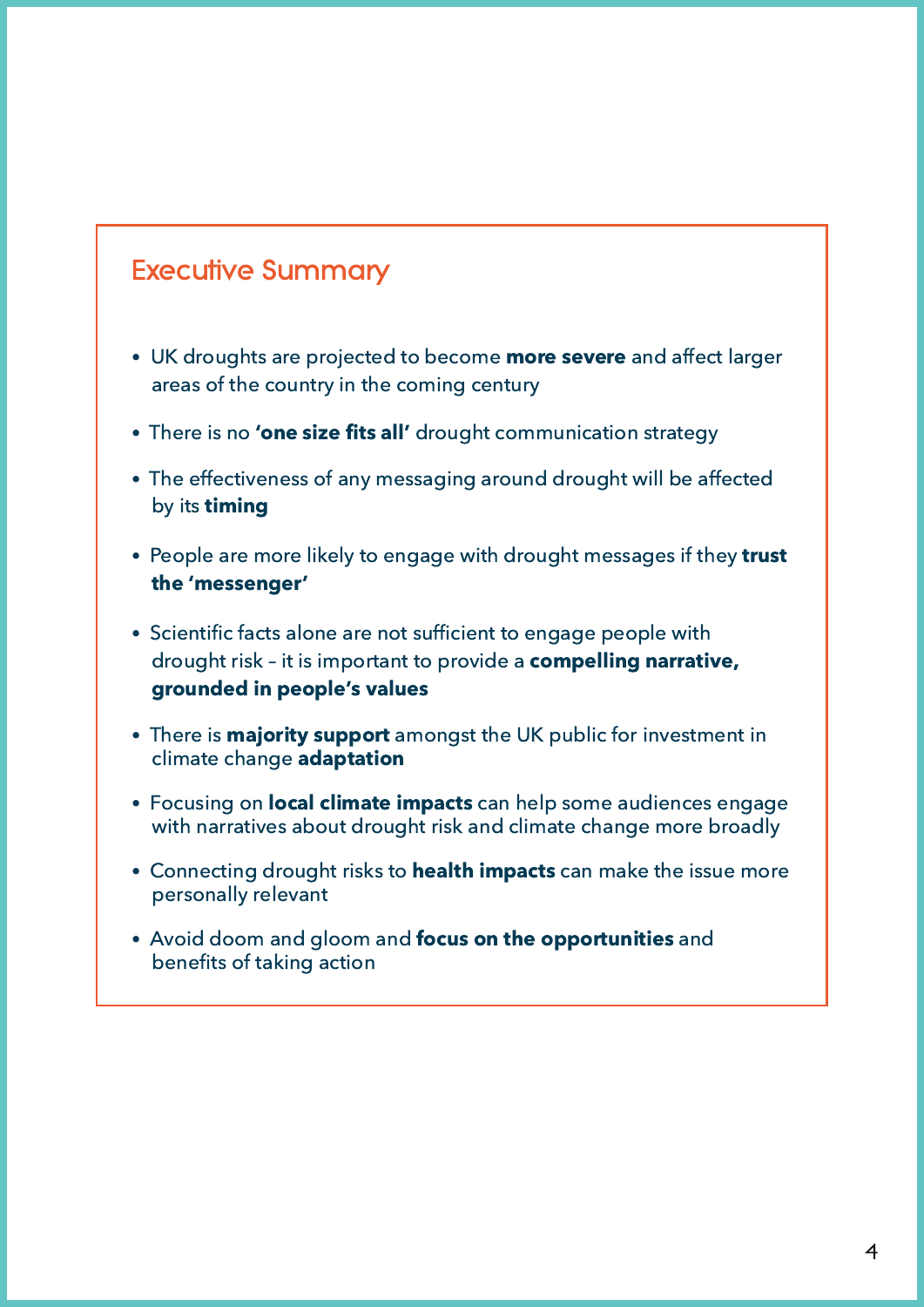## Executive Summary

- UK droughts are projected to become **more severe** and affect larger areas of the country in the coming century
- There is no **'one size fits all'** drought communication strategy
- The effectiveness of any messaging around drought will be affected by its **timing**
- People are more likely to engage with drought messages if they **trust the 'messenger'**
- Scientific facts alone are not sufficient to engage people with drought risk – it is important to provide a **compelling narrative, grounded in people's values**
- There is **majority support** amongst the UK public for investment in climate change **adaptation**
- Focusing on **local climate impacts** can help some audiences engage with narratives about drought risk and climate change more broadly
- Connecting drought risks to **health impacts** can make the issue more personally relevant
- Avoid doom and gloom and **focus on the opportunities** and benefits of taking action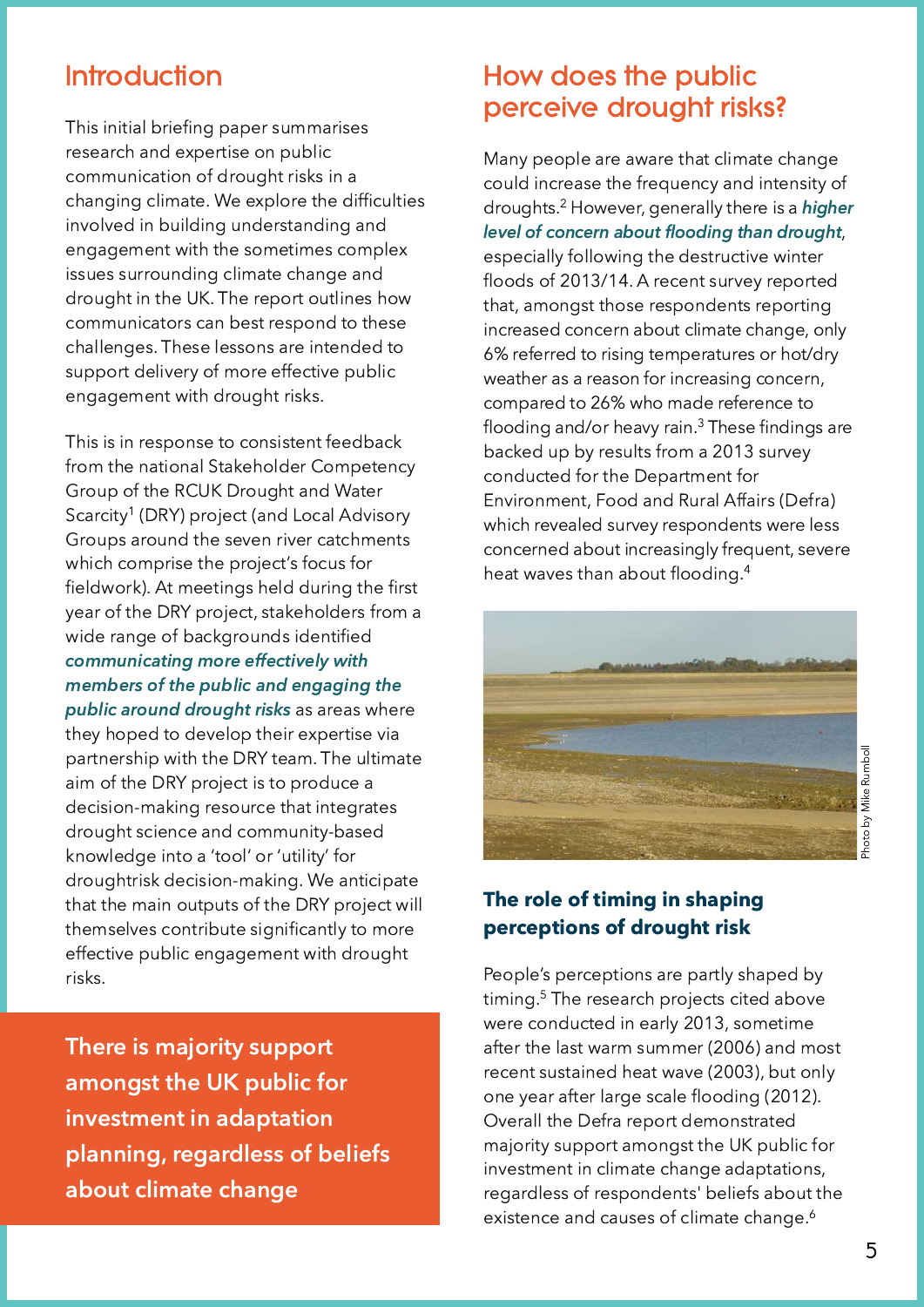## Introduction

This initial briefing paper summarises research and expertise on public communication of drought risks in a changing climate. We explore the difficulties involved in building understanding and engagement with the sometimes complex issues surrounding climate change and drought in the UK. The report outlines how communicators can best respond to these challenges. These lessons are intended to support delivery of more effective public engagement with drought risks.

This is in response to consistent feedback from the national Stakeholder Competency Group of the RCUK Drought and Water Scarcity[1] (DRY) project (and Local Advisory Groups around the seven river catchments which comprise the project's focus for fieldwork). At meetings held during the first year of the DRY project, stakeholders from a wide range of backgrounds identified ***communicating more effectively with members of the public and engaging the public around drought risks*** as areas where they hoped to develop their expertise via partnership with the DRY team. The ultimate aim of the DRY project is to produce a decision-making resource that integrates drought science and community-based knowledge into a 'tool' or 'utility' for droughtrisk decision-making. We anticipate that the main outputs of the DRY project will themselves contribute significantly to more effective public engagement with drought risks.

**There is majority support amongst the UK public for investment in adaptation planning, regardless of beliefs about climate change**

## How does the public perceive drought risks?

Many people are aware that climate change could increase the frequency and intensity of droughts.[2] However, generally there is a ***higher level of concern about flooding than drought***, especially following the destructive winter floods of 2013/14. A recent survey reported that, amongst those respondents reporting increased concern about climate change, only 6% referred to rising temperatures or hot/dry weather as a reason for increasing concern, compared to 26% who made reference to flooding and/or heavy rain.[3] These findings are backed up by results from a 2013 survey conducted for the Department for Environment, Food and Rural Affairs (Defra) which revealed survey respondents were less concerned about increasingly frequent, severe heat waves than about flooding.[4]

Photo by Mike Rumboll

### The role of timing in shaping perceptions of drought risk

People's perceptions are partly shaped by timing.[5] The research projects cited above were conducted in early 2013, sometime after the last warm summer (2006) and most recent sustained heat wave (2003), but only one year after large scale flooding (2012). Overall the Defra report demonstrated majority support amongst the UK public for investment in climate change adaptations, regardless of respondents' beliefs about the existence and causes of climate change.[6]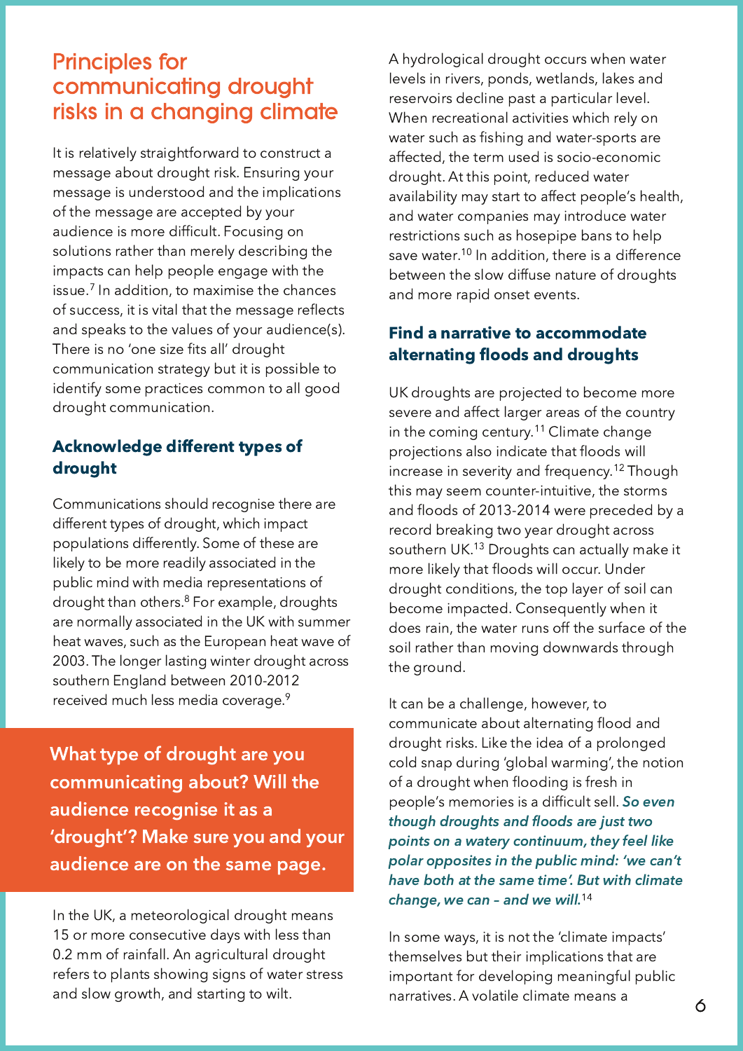## Principles for communicating drought risks in a changing climate

It is relatively straightforward to construct a message about drought risk. Ensuring your message is understood and the implications of the message are accepted by your audience is more difficult. Focusing on solutions rather than merely describing the impacts can help people engage with the issue.[7] In addition, to maximise the chances of success, it is vital that the message reflects and speaks to the values of your audience(s). There is no 'one size fits all' drought communication strategy but it is possible to identify some practices common to all good drought communication.

### Acknowledge different types of drought

Communications should recognise there are different types of drought, which impact populations differently. Some of these are likely to be more readily associated in the public mind with media representations of drought than others.[8] For example, droughts are normally associated in the UK with summer heat waves, such as the European heat wave of 2003. The longer lasting winter drought across southern England between 2010-2012 received much less media coverage.[9]

**What type of drought are you communicating about? Will the audience recognise it as a 'drought'? Make sure you and your audience are on the same page.**

In the UK, a meteorological drought means 15 or more consecutive days with less than 0.2 mm of rainfall. An agricultural drought refers to plants showing signs of water stress and slow growth, and starting to wilt.

A hydrological drought occurs when water levels in rivers, ponds, wetlands, lakes and reservoirs decline past a particular level. When recreational activities which rely on water such as fishing and water-sports are affected, the term used is socio-economic drought. At this point, reduced water availability may start to affect people's health, and water companies may introduce water restrictions such as hosepipe bans to help save water.[10] In addition, there is a difference between the slow diffuse nature of droughts and more rapid onset events.

### Find a narrative to accommodate alternating floods and droughts

UK droughts are projected to become more severe and affect larger areas of the country in the coming century.[11] Climate change projections also indicate that floods will increase in severity and frequency.[12] Though this may seem counter-intuitive, the storms and floods of 2013-2014 were preceded by a record breaking two year drought across southern UK.[13] Droughts can actually make it more likely that floods will occur. Under drought conditions, the top layer of soil can become impacted. Consequently when it does rain, the water runs off the surface of the soil rather than moving downwards through the ground.

It can be a challenge, however, to communicate about alternating flood and drought risks. Like the idea of a prolonged cold snap during 'global warming', the notion of a drought when flooding is fresh in people's memories is a difficult sell. ***So even though droughts and floods are just two points on a watery continuum, they feel like polar opposites in the public mind: 'we can't have both at the same time'. But with climate change, we can – and we will.***[14]

In some ways, it is not the 'climate impacts' themselves but their implications that are important for developing meaningful public narratives. A volatile climate means a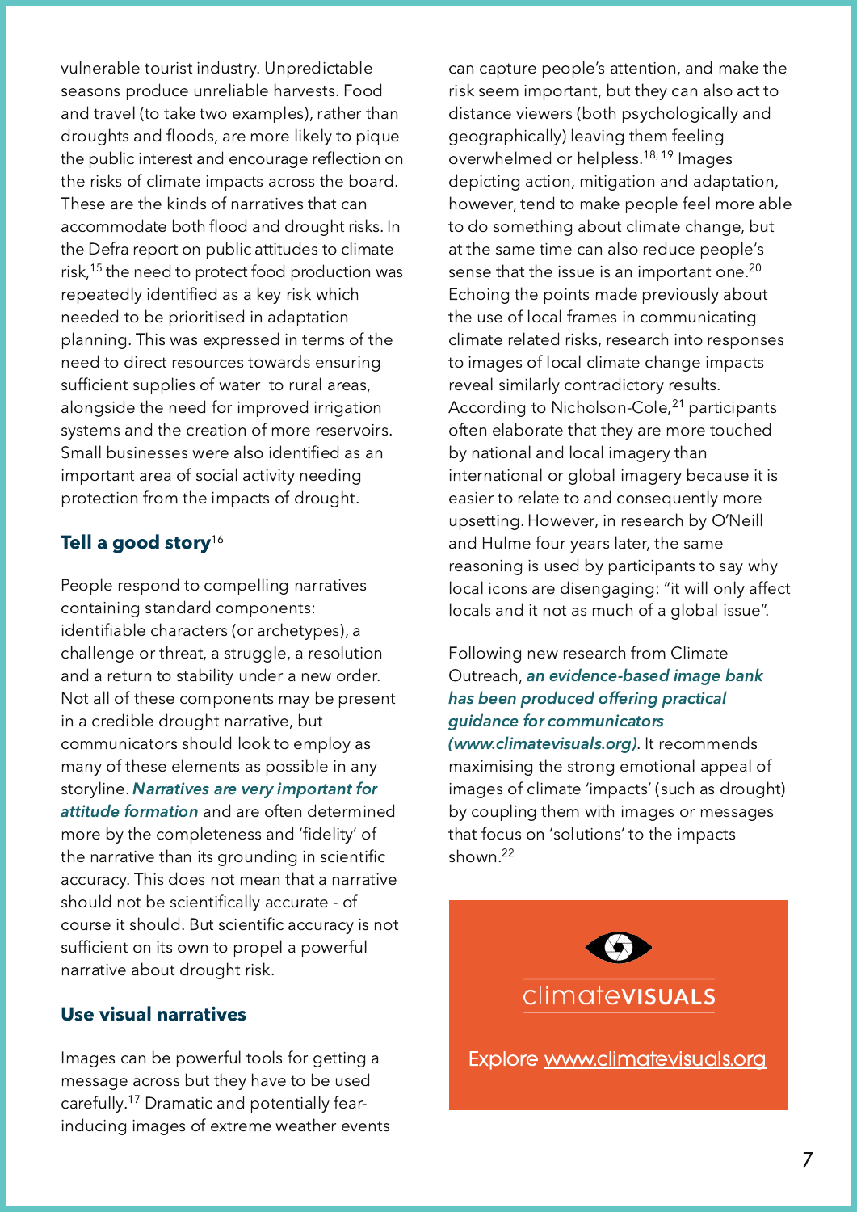vulnerable tourist industry. Unpredictable seasons produce unreliable harvests. Food and travel (to take two examples), rather than droughts and floods, are more likely to pique the public interest and encourage reflection on the risks of climate impacts across the board. These are the kinds of narratives that can accommodate both flood and drought risks. In the Defra report on public attitudes to climate risk,[15] the need to protect food production was repeatedly identified as a key risk which needed to be prioritised in adaptation planning. This was expressed in terms of the need to direct resources towards ensuring sufficient supplies of water to rural areas, alongside the need for improved irrigation systems and the creation of more reservoirs. Small businesses were also identified as an important area of social activity needing protection from the impacts of drought.

## Tell a good story[16]

People respond to compelling narratives containing standard components: identifiable characters (or archetypes), a challenge or threat, a struggle, a resolution and a return to stability under a new order. Not all of these components may be present in a credible drought narrative, but communicators should look to employ as many of these elements as possible in any storyline. ***Narratives are very important for attitude formation*** and are often determined more by the completeness and 'fidelity' of the narrative than its grounding in scientific accuracy. This does not mean that a narrative should not be scientifically accurate - of course it should. But scientific accuracy is not sufficient on its own to propel a powerful narrative about drought risk.

## Use visual narratives

Images can be powerful tools for getting a message across but they have to be used carefully.[17] Dramatic and potentially fear-inducing images of extreme weather events can capture people's attention, and make the risk seem important, but they can also act to distance viewers (both psychologically and geographically) leaving them feeling overwhelmed or helpless.[18,19] Images depicting action, mitigation and adaptation, however, tend to make people feel more able to do something about climate change, but at the same time can also reduce people's sense that the issue is an important one.[20] Echoing the points made previously about the use of local frames in communicating climate related risks, research into responses to images of local climate change impacts reveal similarly contradictory results. According to Nicholson-Cole,[21] participants often elaborate that they are more touched by national and local imagery than international or global imagery because it is easier to relate to and consequently more upsetting. However, in research by O'Neill and Hulme four years later, the same reasoning is used by participants to say why local icons are disengaging: "it will only affect locals and it not as much of a global issue".

Following new research from Climate Outreach, ***an evidence-based image bank has been produced offering practical guidance for communicators (www.climatevisuals.org)***. It recommends maximising the strong emotional appeal of images of climate 'impacts' (such as drought) by coupling them with images or messages that focus on 'solutions' to the impacts shown.[22]

climate**VISUALS**

Explore www.climatevisuals.org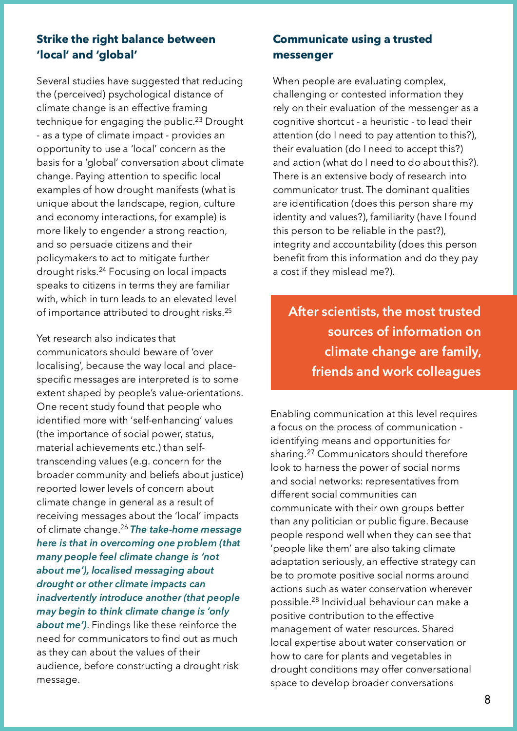### Strike the right balance between 'local' and 'global'

Several studies have suggested that reducing the (perceived) psychological distance of climate change is an effective framing technique for engaging the public.[23] Drought - as a type of climate impact - provides an opportunity to use a 'local' concern as the basis for a 'global' conversation about climate change. Paying attention to specific local examples of how drought manifests (what is unique about the landscape, region, culture and economy interactions, for example) is more likely to engender a strong reaction, and so persuade citizens and their policymakers to act to mitigate further drought risks.[24] Focusing on local impacts speaks to citizens in terms they are familiar with, which in turn leads to an elevated level of importance attributed to drought risks.[25]

Yet research also indicates that communicators should beware of 'over localising', because the way local and place-specific messages are interpreted is to some extent shaped by people's value-orientations. One recent study found that people who identified more with 'self-enhancing' values (the importance of social power, status, material achievements etc.) than self-transcending values (e.g. concern for the broader community and beliefs about justice) reported lower levels of concern about climate change in general as a result of receiving messages about the 'local' impacts of climate change.[26] ***The take-home message here is that in overcoming one problem (that many people feel climate change is 'not about me'), localised messaging about drought or other climate impacts can inadvertently introduce another (that people may begin to think climate change is 'only about me')***. Findings like these reinforce the need for communicators to find out as much as they can about the values of their audience, before constructing a drought risk message.

### Communicate using a trusted messenger

When people are evaluating complex, challenging or contested information they rely on their evaluation of the messenger as a cognitive shortcut - a heuristic - to lead their attention (do I need to pay attention to this?), their evaluation (do I need to accept this?) and action (what do I need to do about this?). There is an extensive body of research into communicator trust. The dominant qualities are identification (does this person share my identity and values?), familiarity (have I found this person to be reliable in the past?), integrity and accountability (does this person benefit from this information and do they pay a cost if they mislead me?).

**After scientists, the most trusted sources of information on climate change are family, friends and work colleagues**

Enabling communication at this level requires a focus on the process of communication - identifying means and opportunities for sharing.[27] Communicators should therefore look to harness the power of social norms and social networks: representatives from different social communities can communicate with their own groups better than any politician or public figure. Because people respond well when they can see that 'people like them' are also taking climate adaptation seriously, an effective strategy can be to promote positive social norms around actions such as water conservation wherever possible.[28] Individual behaviour can make a positive contribution to the effective management of water resources. Shared local expertise about water conservation or how to care for plants and vegetables in drought conditions may offer conversational space to develop broader conversations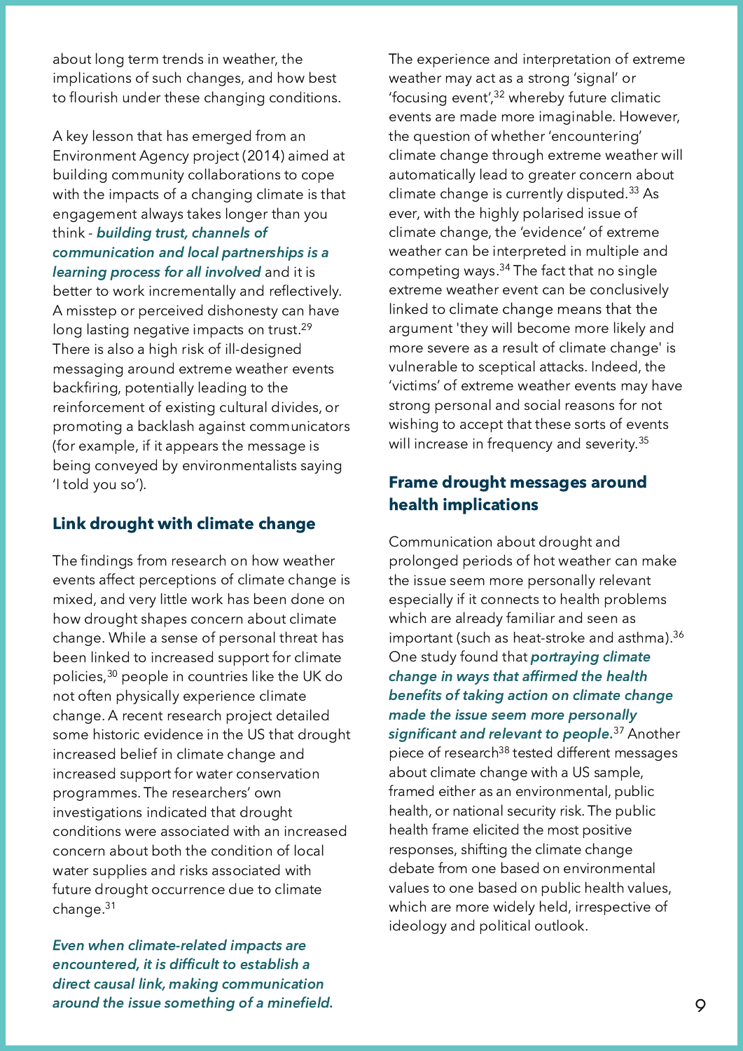about long term trends in weather, the implications of such changes, and how best to flourish under these changing conditions.

A key lesson that has emerged from an Environment Agency project (2014) aimed at building community collaborations to cope with the impacts of a changing climate is that engagement always takes longer than you think - ***building trust, channels of communication and local partnerships is a learning process for all involved*** and it is better to work incrementally and reflectively. A misstep or perceived dishonesty can have long lasting negative impacts on trust.[29] There is also a high risk of ill-designed messaging around extreme weather events backfiring, potentially leading to the reinforcement of existing cultural divides, or promoting a backlash against communicators (for example, if it appears the message is being conveyed by environmentalists saying 'I told you so').

## Link drought with climate change

The findings from research on how weather events affect perceptions of climate change is mixed, and very little work has been done on how drought shapes concern about climate change. While a sense of personal threat has been linked to increased support for climate policies,[30] people in countries like the UK do not often physically experience climate change. A recent research project detailed some historic evidence in the US that drought increased belief in climate change and increased support for water conservation programmes. The researchers' own investigations indicated that drought conditions were associated with an increased concern about both the condition of local water supplies and risks associated with future drought occurrence due to climate change.[31]

***Even when climate-related impacts are encountered, it is difficult to establish a direct causal link, making communication around the issue something of a minefield.***

The experience and interpretation of extreme weather may act as a strong 'signal' or 'focusing event',[32] whereby future climatic events are made more imaginable. However, the question of whether 'encountering' climate change through extreme weather will automatically lead to greater concern about climate change is currently disputed.[33] As ever, with the highly polarised issue of climate change, the 'evidence' of extreme weather can be interpreted in multiple and competing ways.[34] The fact that no single extreme weather event can be conclusively linked to climate change means that the argument 'they will become more likely and more severe as a result of climate change' is vulnerable to sceptical attacks. Indeed, the 'victims' of extreme weather events may have strong personal and social reasons for not wishing to accept that these sorts of events will increase in frequency and severity.[35]

## Frame drought messages around health implications

Communication about drought and prolonged periods of hot weather can make the issue seem more personally relevant especially if it connects to health problems which are already familiar and seen as important (such as heat-stroke and asthma).[36] One study found that ***portraying climate change in ways that affirmed the health benefits of taking action on climate change made the issue seem more personally significant and relevant to people.***[37] Another piece of research[38] tested different messages about climate change with a US sample, framed either as an environmental, public health, or national security risk. The public health frame elicited the most positive responses, shifting the climate change debate from one based on environmental values to one based on public health values, which are more widely held, irrespective of ideology and political outlook.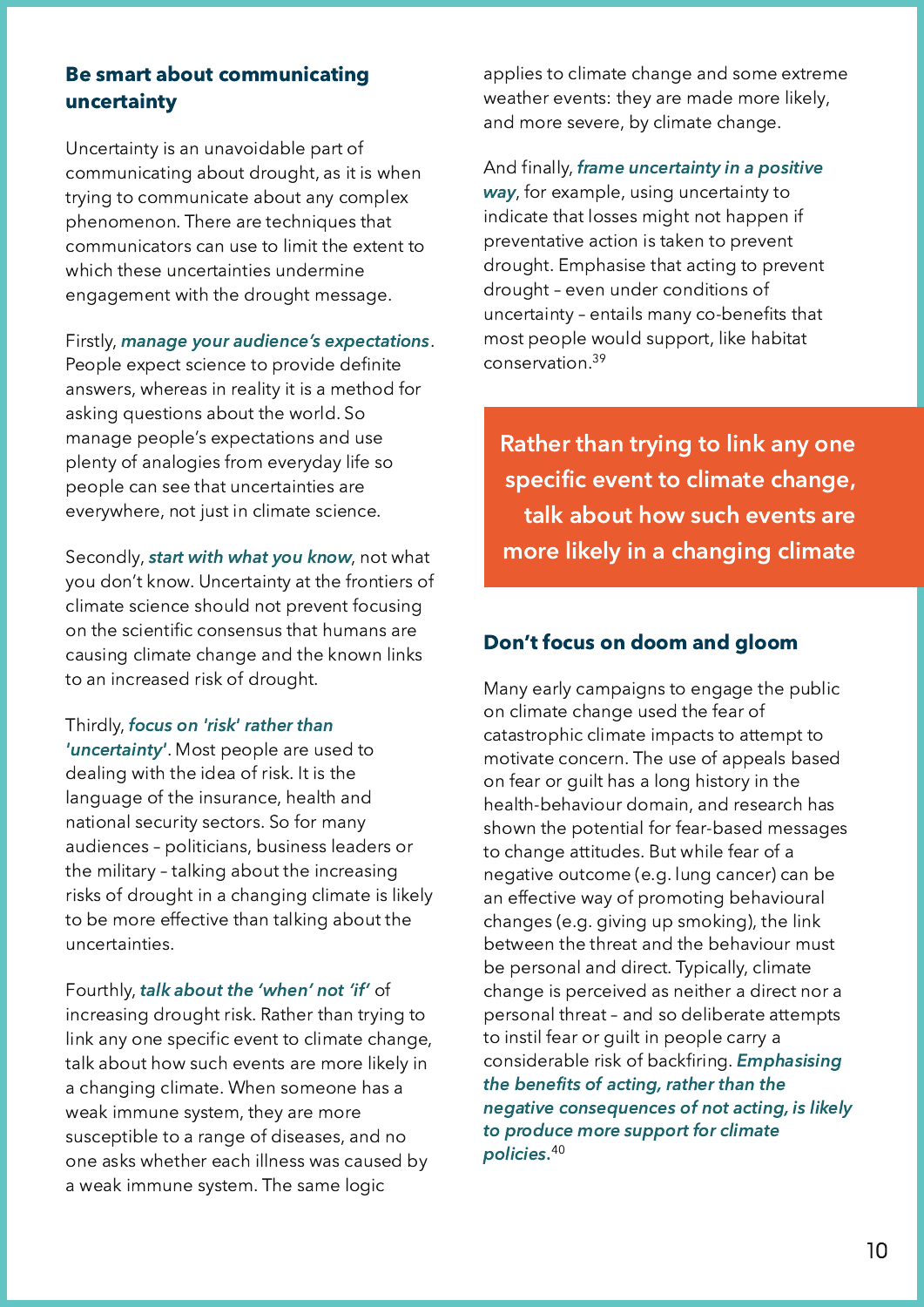## Be smart about communicating uncertainty

Uncertainty is an unavoidable part of communicating about drought, as it is when trying to communicate about any complex phenomenon. There are techniques that communicators can use to limit the extent to which these uncertainties undermine engagement with the drought message.

Firstly, ***manage your audience's expectations***. People expect science to provide definite answers, whereas in reality it is a method for asking questions about the world. So manage people's expectations and use plenty of analogies from everyday life so people can see that uncertainties are everywhere, not just in climate science.

Secondly, ***start with what you know***, not what you don't know. Uncertainty at the frontiers of climate science should not prevent focusing on the scientific consensus that humans are causing climate change and the known links to an increased risk of drought.

Thirdly, ***focus on 'risk' rather than 'uncertainty'***. Most people are used to dealing with the idea of risk. It is the language of the insurance, health and national security sectors. So for many audiences – politicians, business leaders or the military – talking about the increasing risks of drought in a changing climate is likely to be more effective than talking about the uncertainties.

Fourthly, ***talk about the 'when' not 'if'*** of increasing drought risk. Rather than trying to link any one specific event to climate change, talk about how such events are more likely in a changing climate. When someone has a weak immune system, they are more susceptible to a range of diseases, and no one asks whether each illness was caused by a weak immune system. The same logic applies to climate change and some extreme weather events: they are made more likely, and more severe, by climate change.

And finally, ***frame uncertainty in a positive way***, for example, using uncertainty to indicate that losses might not happen if preventative action is taken to prevent drought. Emphasise that acting to prevent drought – even under conditions of uncertainty – entails many co-benefits that most people would support, like habitat conservation.[39]

**Rather than trying to link any one specific event to climate change, talk about how such events are more likely in a changing climate**

## Don't focus on doom and gloom

Many early campaigns to engage the public on climate change used the fear of catastrophic climate impacts to attempt to motivate concern. The use of appeals based on fear or guilt has a long history in the health-behaviour domain, and research has shown the potential for fear-based messages to change attitudes. But while fear of a negative outcome (e.g. lung cancer) can be an effective way of promoting behavioural changes (e.g. giving up smoking), the link between the threat and the behaviour must be personal and direct. Typically, climate change is perceived as neither a direct nor a personal threat – and so deliberate attempts to instil fear or guilt in people carry a considerable risk of backfiring. ***Emphasising the benefits of acting, rather than the negative consequences of not acting, is likely to produce more support for climate policies.***[40]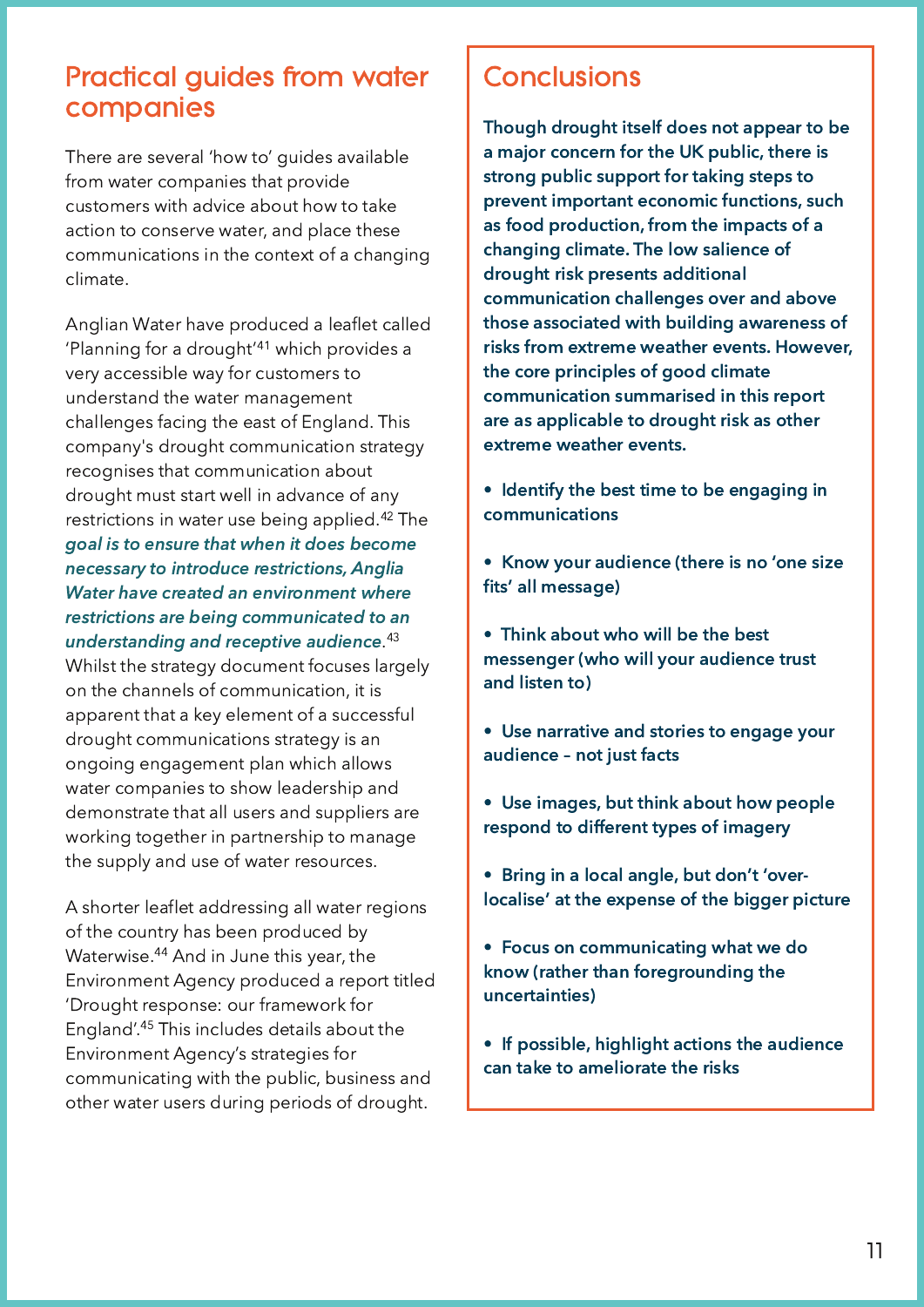## Practical guides from water companies

There are several 'how to' guides available from water companies that provide customers with advice about how to take action to conserve water, and place these communications in the context of a changing climate.

Anglian Water have produced a leaflet called 'Planning for a drought'[41] which provides a very accessible way for customers to understand the water management challenges facing the east of England. This company's drought communication strategy recognises that communication about drought must start well in advance of any restrictions in water use being applied.[42] The ***goal is to ensure that when it does become necessary to introduce restrictions, Anglia Water have created an environment where restrictions are being communicated to an understanding and receptive audience***.[43] Whilst the strategy document focuses largely on the channels of communication, it is apparent that a key element of a successful drought communications strategy is an ongoing engagement plan which allows water companies to show leadership and demonstrate that all users and suppliers are working together in partnership to manage the supply and use of water resources.

A shorter leaflet addressing all water regions of the country has been produced by Waterwise.[44] And in June this year, the Environment Agency produced a report titled 'Drought response: our framework for England'.[45] This includes details about the Environment Agency's strategies for communicating with the public, business and other water users during periods of drought.

## Conclusions

**Though drought itself does not appear to be a major concern for the UK public, there is strong public support for taking steps to prevent important economic functions, such as food production, from the impacts of a changing climate. The low salience of drought risk presents additional communication challenges over and above those associated with building awareness of risks from extreme weather events. However, the core principles of good climate communication summarised in this report are as applicable to drought risk as other extreme weather events.**

- Identify the best time to be engaging in communications
- Know your audience (there is no 'one size fits' all message)
- Think about who will be the best messenger (who will your audience trust and listen to)
- Use narrative and stories to engage your audience – not just facts
- Use images, but think about how people respond to different types of imagery
- Bring in a local angle, but don't 'over-localise' at the expense of the bigger picture
- Focus on communicating what we do know (rather than foregrounding the uncertainties)
- If possible, highlight actions the audience can take to ameliorate the risks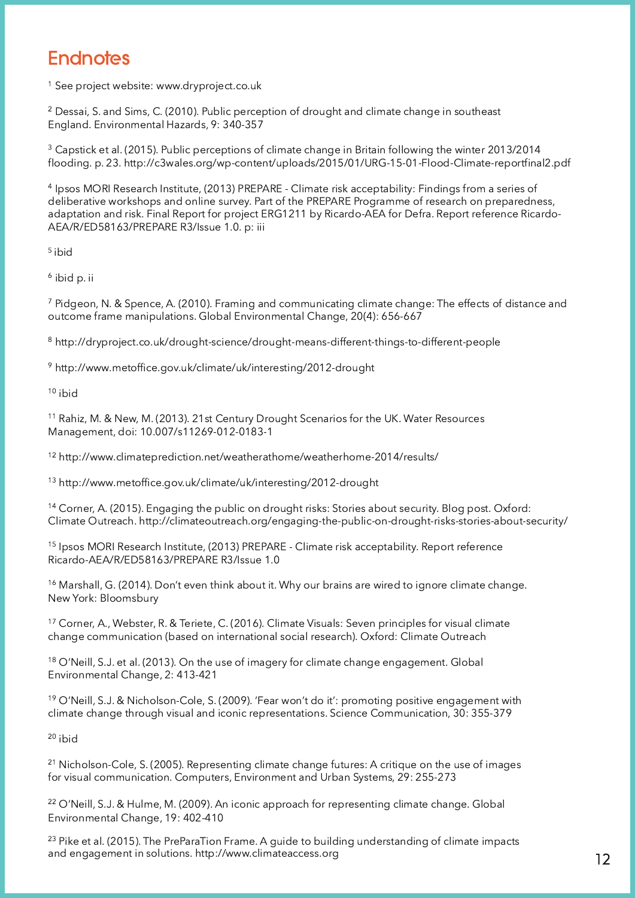# Endnotes

[1] See project website: www.dryproject.co.uk

[2] Dessai, S. and Sims, C. (2010). Public perception of drought and climate change in southeast England. Environmental Hazards, 9: 340-357

[3] Capstick et al. (2015). Public perceptions of climate change in Britain following the winter 2013/2014 flooding. p. 23. http://c3wales.org/wp-content/uploads/2015/01/URG-15-01-Flood-Climate-reportfinal2.pdf

[4] Ipsos MORI Research Institute, (2013) PREPARE - Climate risk acceptability: Findings from a series of deliberative workshops and online survey. Part of the PREPARE Programme of research on preparedness, adaptation and risk. Final Report for project ERG1211 by Ricardo-AEA for Defra. Report reference Ricardo-AEA/R/ED58163/PREPARE R3/Issue 1.0. p: iii

[5] ibid

[6] ibid p. ii

[7] Pidgeon, N. & Spence, A. (2010). Framing and communicating climate change: The effects of distance and outcome frame manipulations. Global Environmental Change, 20(4): 656-667

[8] http://dryproject.co.uk/drought-science/drought-means-different-things-to-different-people

[9] http://www.metoffice.gov.uk/climate/uk/interesting/2012-drought

[10] ibid

[11] Rahiz, M. & New, M. (2013). 21st Century Drought Scenarios for the UK. Water Resources Management, doi: 10.007/s11269-012-0183-1

[12] http://www.climateprediction.net/weatherathome/weatherhome-2014/results/

[13] http://www.metoffice.gov.uk/climate/uk/interesting/2012-drought

[14] Corner, A. (2015). Engaging the public on drought risks: Stories about security. Blog post. Oxford: Climate Outreach. http://climateoutreach.org/engaging-the-public-on-drought-risks-stories-about-security/

[15] Ipsos MORI Research Institute, (2013) PREPARE - Climate risk acceptability. Report reference Ricardo-AEA/R/ED58163/PREPARE R3/Issue 1.0

[16] Marshall, G. (2014). Don't even think about it. Why our brains are wired to ignore climate change. New York: Bloomsbury

[17] Corner, A., Webster, R. & Teriete, C. (2016). Climate Visuals: Seven principles for visual climate change communication (based on international social research). Oxford: Climate Outreach

[18] O'Neill, S.J. et al. (2013). On the use of imagery for climate change engagement. Global Environmental Change, 2: 413-421

[19] O'Neill, S.J. & Nicholson-Cole, S. (2009). 'Fear won't do it': promoting positive engagement with climate change through visual and iconic representations. Science Communication, 30: 355-379

[20] ibid

[21] Nicholson-Cole, S. (2005). Representing climate change futures: A critique on the use of images for visual communication. Computers, Environment and Urban Systems, 29: 255-273

[22] O'Neill, S.J. & Hulme, M. (2009). An iconic approach for representing climate change. Global Environmental Change, 19: 402-410

[23] Pike et al. (2015). The PreParaTion Frame. A guide to building understanding of climate impacts and engagement in solutions. http://www.climateaccess.org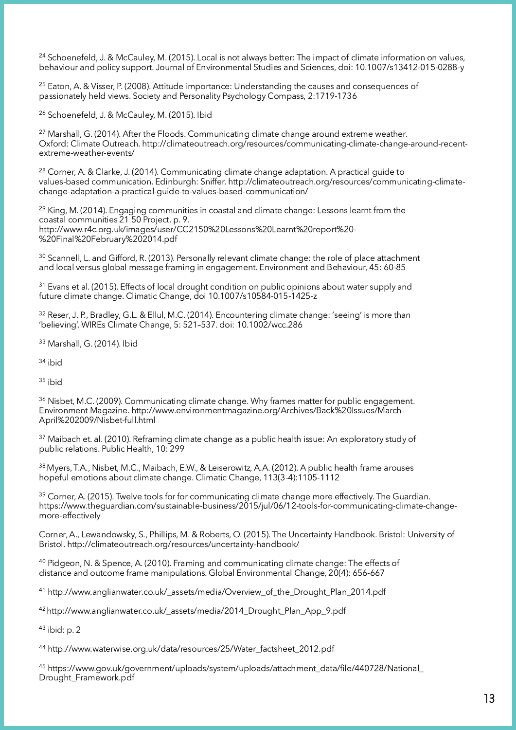[24] Schoenefeld, J. & McCauley, M. (2015). Local is not always better: The impact of climate information on values, behaviour and policy support. Journal of Environmental Studies and Sciences, doi: 10.1007/s13412-015-0288-y

[25] Eaton, A. & Visser, P. (2008). Attitude importance: Understanding the causes and consequences of passionately held views. Society and Personality Psychology Compass, 2:1719-1736

[26] Schoenefeld, J. & McCauley, M. (2015). Ibid

[27] Marshall, G. (2014). After the Floods. Communicating climate change around extreme weather. Oxford: Climate Outreach. http://climateoutreach.org/resources/communicating-climate-change-around-recent-extreme-weather-events/

[28] Corner, A. & Clarke, J. (2014). Communicating climate change adaptation. A practical guide to values-based communication. Edinburgh: Sniffer. http://climateoutreach.org/resources/communicating-climate-change-adaptation-a-practical-guide-to-values-based-communication/

[29] King, M. (2014). Engaging communities in coastal and climate change: Lessons learnt from the coastal communities 21 50 Project. p. 9. http://www.r4c.org.uk/images/user/CC2150%20Lessons%20Learnt%20report%20-%20Final%20February%202014.pdf

[30] Scannell, L. and Gifford, R. (2013). Personally relevant climate change: the role of place attachment and local versus global message framing in engagement. Environment and Behaviour, 45: 60-85

[31] Evans et al. (2015). Effects of local drought condition on public opinions about water supply and future climate change. Climatic Change, doi 10.1007/s10584-015-1425-z

[32] Reser, J. P., Bradley, G.L. & Ellul, M.C. (2014). Encountering climate change: 'seeing' is more than 'believing'. WIREs Climate Change, 5: 521–537. doi: 10.1002/wcc.286

[33] Marshall, G. (2014). Ibid

[34] ibid

[35] ibid

[36] Nisbet, M.C. (2009). Communicating climate change. Why frames matter for public engagement. Environment Magazine. http://www.environmentmagazine.org/Archives/Back%20Issues/March-April%202009/Nisbet-full.html

[37] Maibach et. al. (2010). Reframing climate change as a public health issue: An exploratory study of public relations. Public Health, 10: 299

[38] Myers, T.A., Nisbet, M.C., Maibach, E.W., & Leiserowitz, A.A. (2012). A public health frame arouses hopeful emotions about climate change. Climatic Change, 113(3-4):1105-1112

[39] Corner, A. (2015). Twelve tools for for communicating climate change more effectively. The Guardian. https://www.theguardian.com/sustainable-business/2015/jul/06/12-tools-for-communicating-climate-change-more-effectively

Corner, A., Lewandowsky, S., Phillips, M. & Roberts, O. (2015). The Uncertainty Handbook. Bristol: University of Bristol. http://climateoutreach.org/resources/uncertainty-handbook/

[40] Pidgeon, N. & Spence, A. (2010). Framing and communicating climate change: The effects of distance and outcome frame manipulations. Global Environmental Change, 20(4): 656-667

[41] http://www.anglianwater.co.uk/_assets/media/Overview_of_the_Drought_Plan_2014.pdf

[42] http://www.anglianwater.co.uk/_assets/media/2014_Drought_Plan_App_9.pdf

[43] ibid: p. 2

[44] http://www.waterwise.org.uk/data/resources/25/Water_factsheet_2012.pdf

[45] https://www.gov.uk/government/uploads/system/uploads/attachment_data/file/440728/National_Drought_Framework.pdf